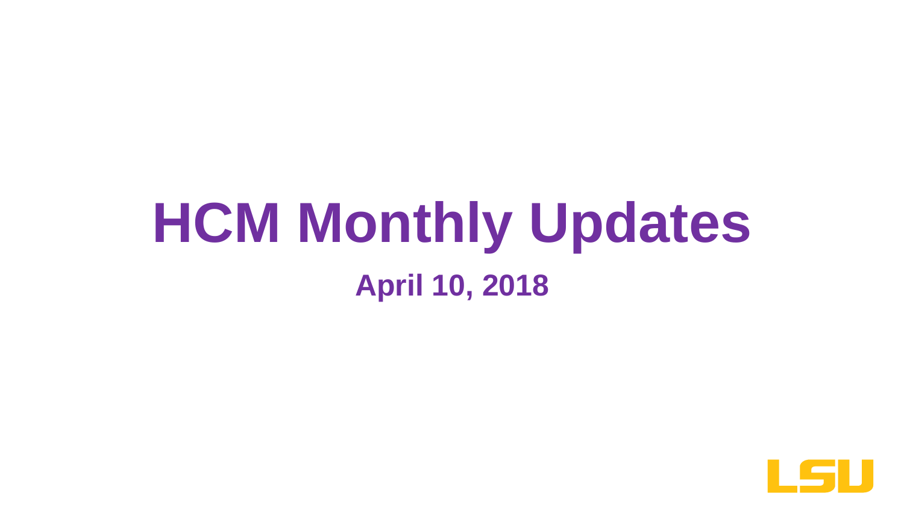# HCM Monthly Updates

**April 10, 2018**

LSU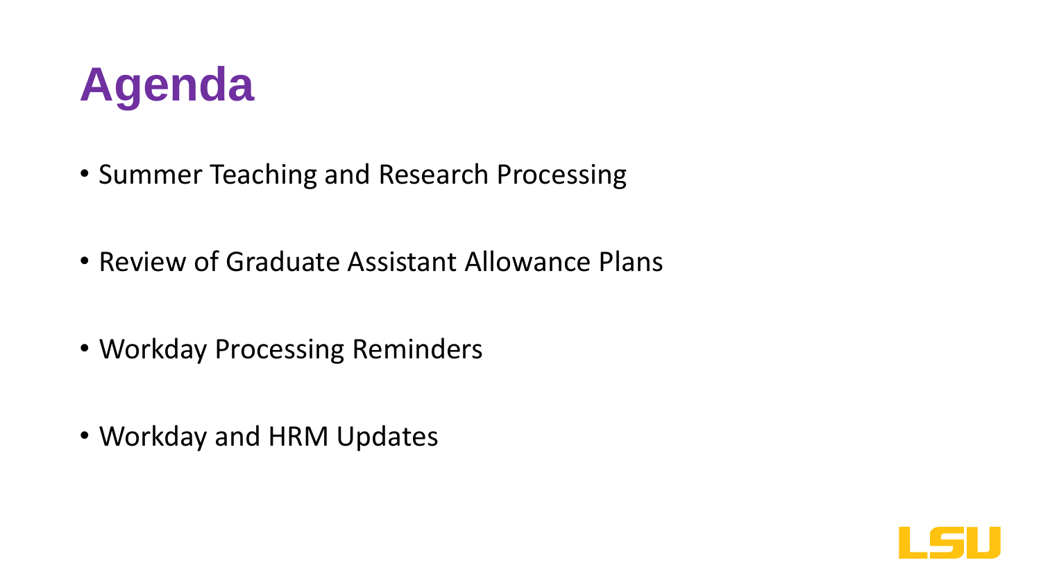# Agenda

- Summer Teaching and Research Processing
- Review of Graduate Assistant Allowance Plans
- Workday Processing Reminders
- Workday and HRM Updates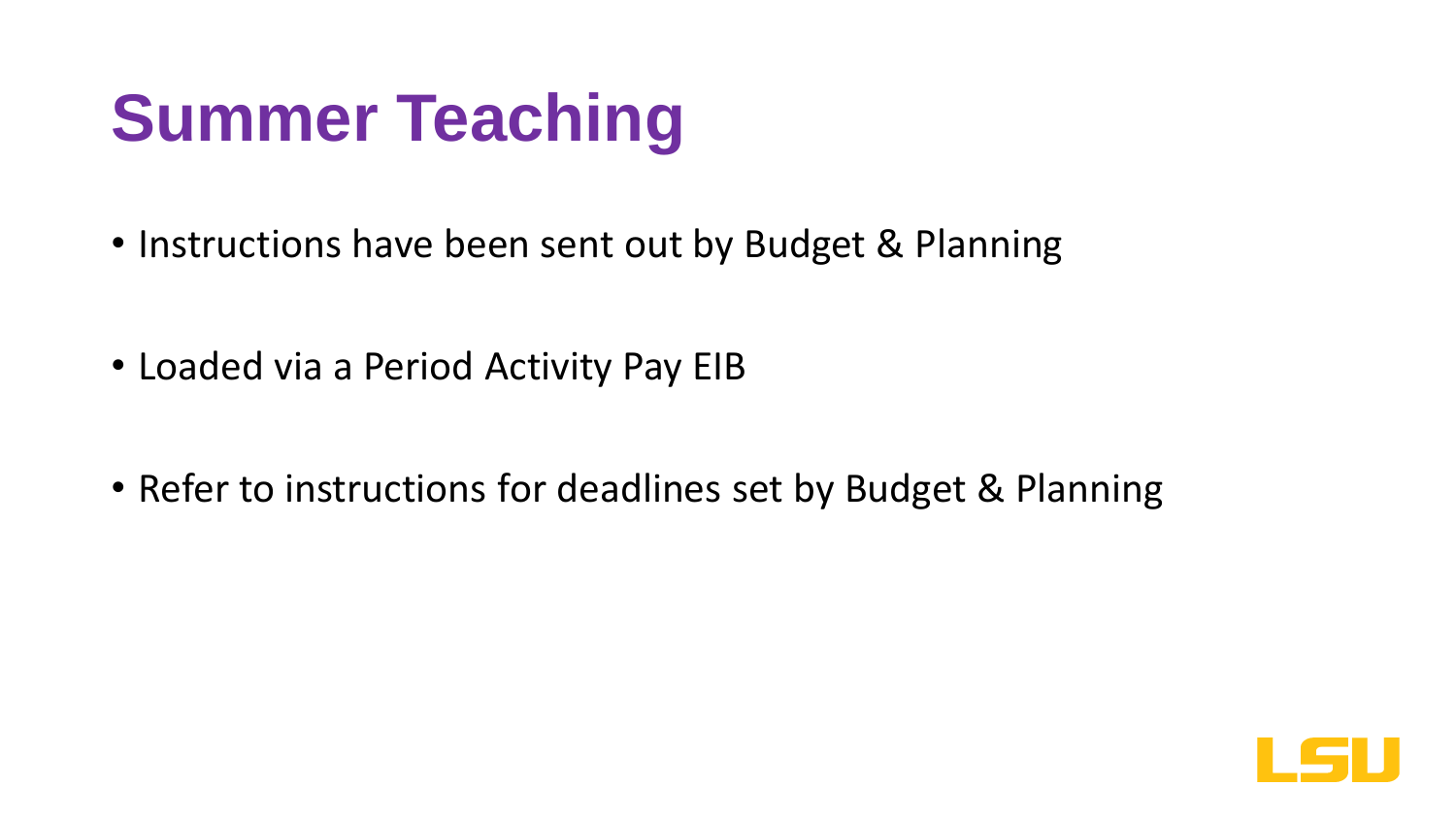# Summer Teaching

- Instructions have been sent out by Budget & Planning
- Loaded via a Period Activity Pay EIB
- Refer to instructions for deadlines set by Budget & Planning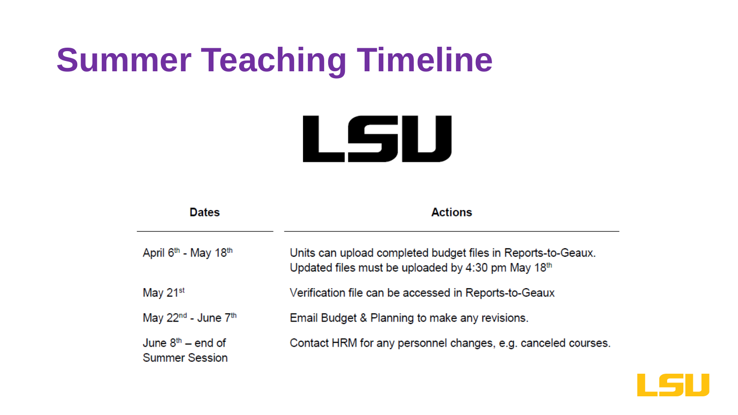# Summer Teaching Timeline

LSU

| Dates | Actions |
|---|---|
| April 6th - May 18th | Units can upload completed budget files in Reports-to-Geaux. Updated files must be uploaded by 4:30 pm May 18th |
| May 21st | Verification file can be accessed in Reports-to-Geaux |
| May 22nd - June 7th | Email Budget & Planning to make any revisions. |
| June 8th – end of Summer Session | Contact HRM for any personnel changes, e.g. canceled courses. |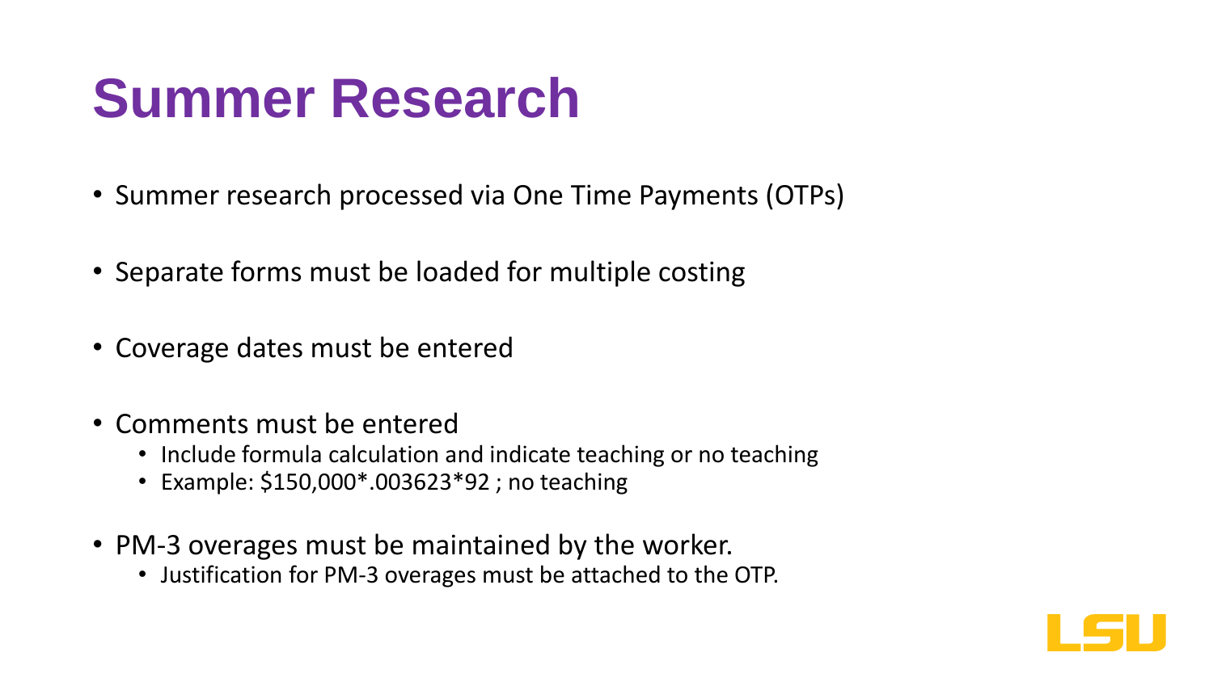# Summer Research

- Summer research processed via One Time Payments (OTPs)
- Separate forms must be loaded for multiple costing
- Coverage dates must be entered
- Comments must be entered
  - Include formula calculation and indicate teaching or no teaching
  - Example: $150,000*.003623*92 ; no teaching
- PM-3 overages must be maintained by the worker.
  - Justification for PM-3 overages must be attached to the OTP.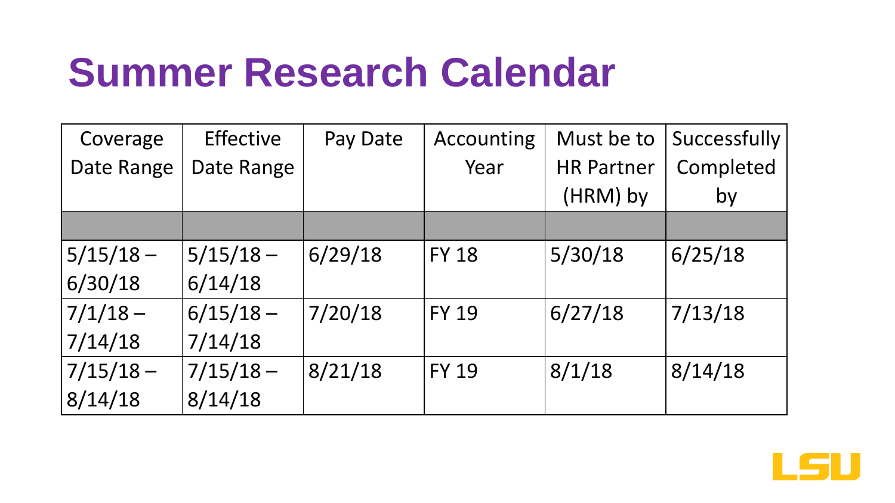# Summer Research Calendar

| Coverage Date Range | Effective Date Range | Pay Date | Accounting Year | Must be to HR Partner (HRM) by | Successfully Completed by |
|---|---|---|---|---|---|
| | | | | | |
| 5/15/18 – 6/30/18 | 5/15/18 – 6/14/18 | 6/29/18 | FY 18 | 5/30/18 | 6/25/18 |
| 7/1/18 – 7/14/18 | 6/15/18 – 7/14/18 | 7/20/18 | FY 19 | 6/27/18 | 7/13/18 |
| 7/15/18 – 8/14/18 | 7/15/18 – 8/14/18 | 8/21/18 | FY 19 | 8/1/18 | 8/14/18 |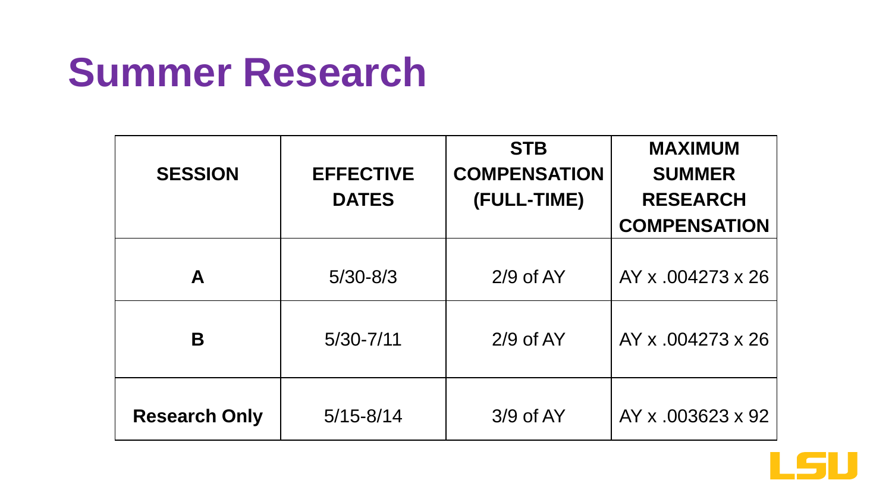# Summer Research

| SESSION | EFFECTIVE DATES | STB COMPENSATION (FULL-TIME) | MAXIMUM SUMMER RESEARCH COMPENSATION |
|---|---|---|---|
| **A** | 5/30-8/3 | 2/9 of AY | AY x .004273 x 26 |
| **B** | 5/30-7/11 | 2/9 of AY | AY x .004273 x 26 |
| **Research Only** | 5/15-8/14 | 3/9 of AY | AY x .003623 x 92 |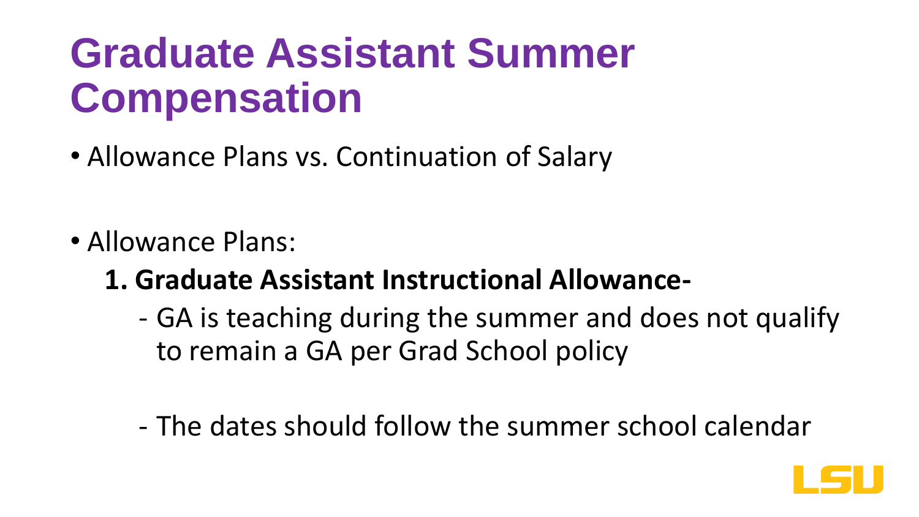# Graduate Assistant Summer Compensation

- Allowance Plans vs. Continuation of Salary

- Allowance Plans:

  **1. Graduate Assistant Instructional Allowance-**

  - GA is teaching during the summer and does not qualify to remain a GA per Grad School policy

  - The dates should follow the summer school calendar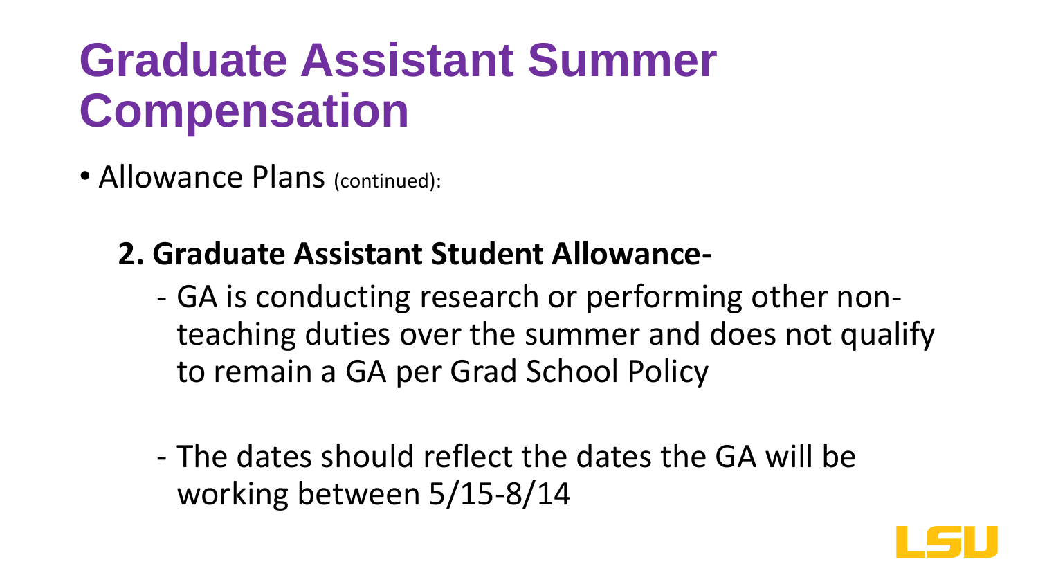# Graduate Assistant Summer Compensation

- Allowance Plans (continued):

  **2. Graduate Assistant Student Allowance-**

  - GA is conducting research or performing other non-teaching duties over the summer and does not qualify to remain a GA per Grad School Policy

  - The dates should reflect the dates the GA will be working between 5/15-8/14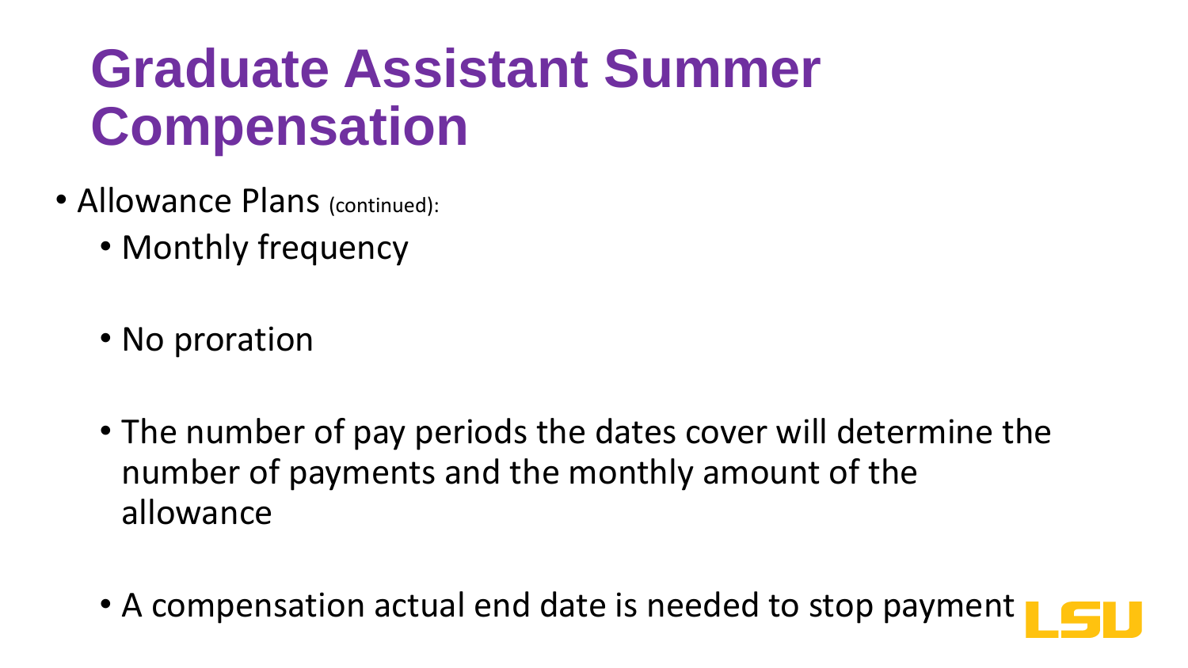# Graduate Assistant Summer Compensation

- Allowance Plans (continued):
  - Monthly frequency
  - No proration
  - The number of pay periods the dates cover will determine the number of payments and the monthly amount of the allowance
  - A compensation actual end date is needed to stop payment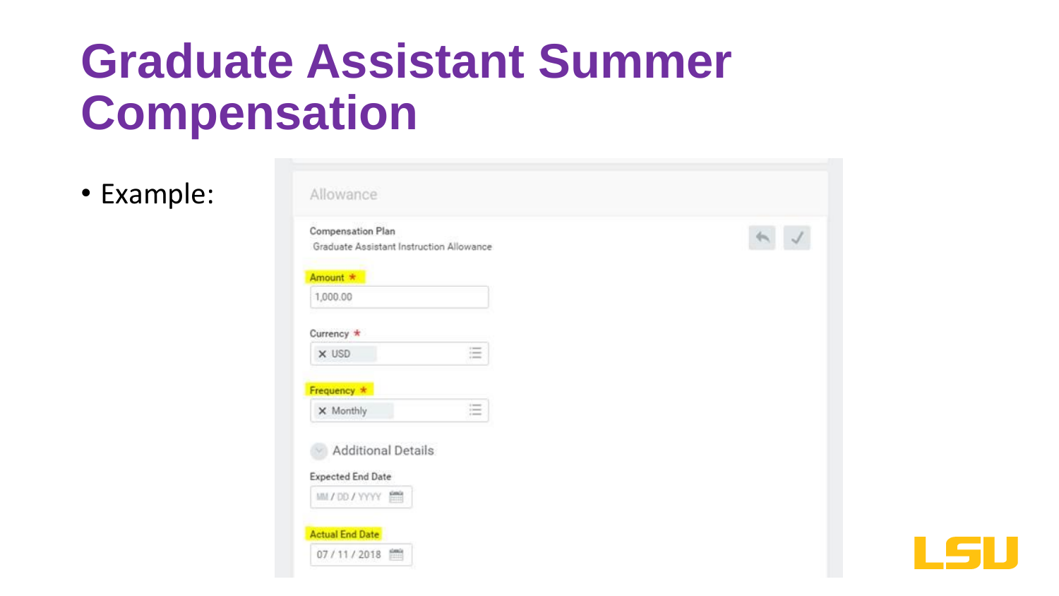# Graduate Assistant Summer Compensation

- Example:

Allowance

Compensation Plan
Graduate Assistant Instruction Allowance

Amount *
1,000.00

Currency *
USD

Frequency *
Monthly

Additional Details

Expected End Date
MM / DD / YYYY

Actual End Date
07 / 11 / 2018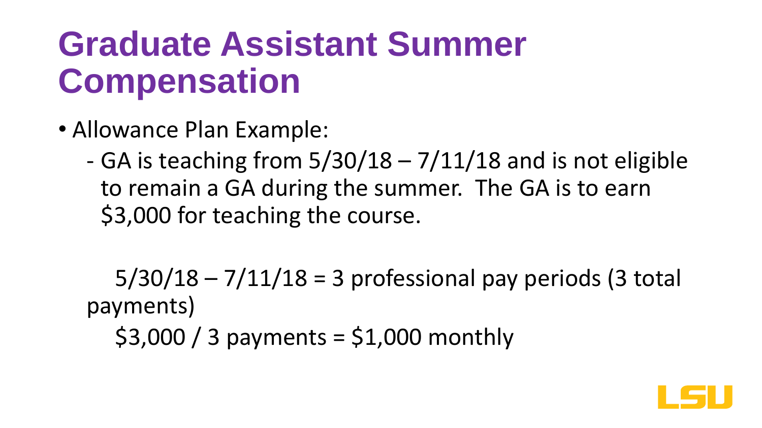# Graduate Assistant Summer Compensation

- Allowance Plan Example:
  - GA is teaching from 5/30/18 – 7/11/18 and is not eligible to remain a GA during the summer. The GA is to earn $3,000 for teaching the course.

5/30/18 – 7/11/18 = 3 professional pay periods (3 total payments)

$3,000 / 3 payments = $1,000 monthly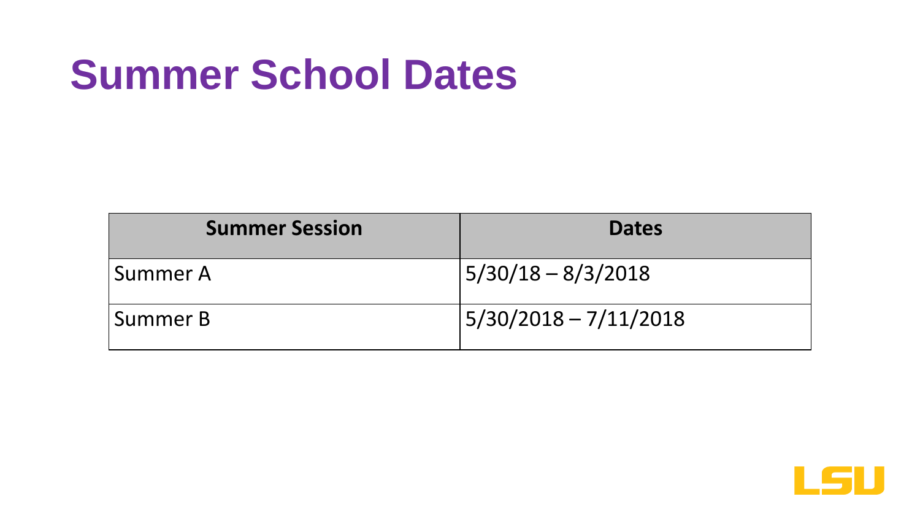# Summer School Dates

| Summer Session | Dates |
|---|---|
| Summer A | 5/30/18 – 8/3/2018 |
| Summer B | 5/30/2018 – 7/11/2018 |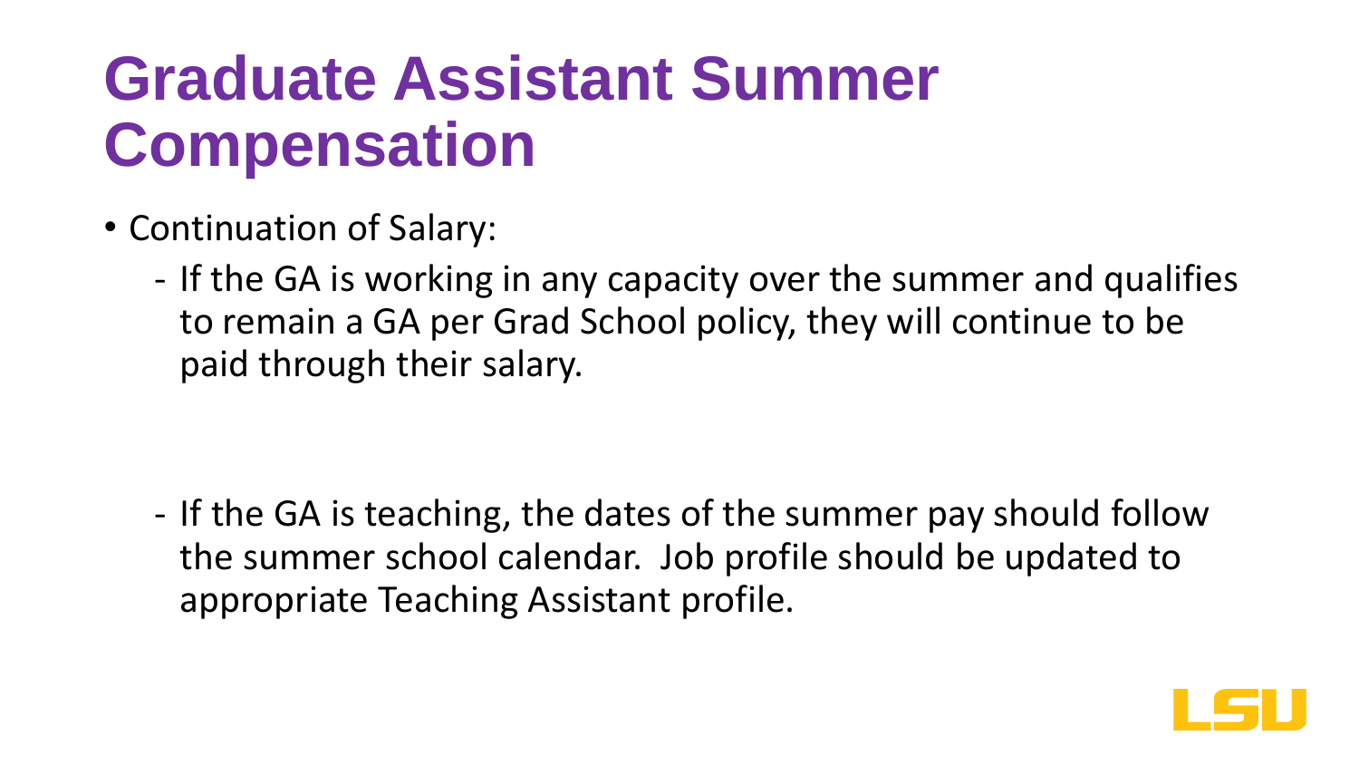# Graduate Assistant Summer Compensation

- Continuation of Salary:
  - If the GA is working in any capacity over the summer and qualifies to remain a GA per Grad School policy, they will continue to be paid through their salary.
  - If the GA is teaching, the dates of the summer pay should follow the summer school calendar. Job profile should be updated to appropriate Teaching Assistant profile.

LSU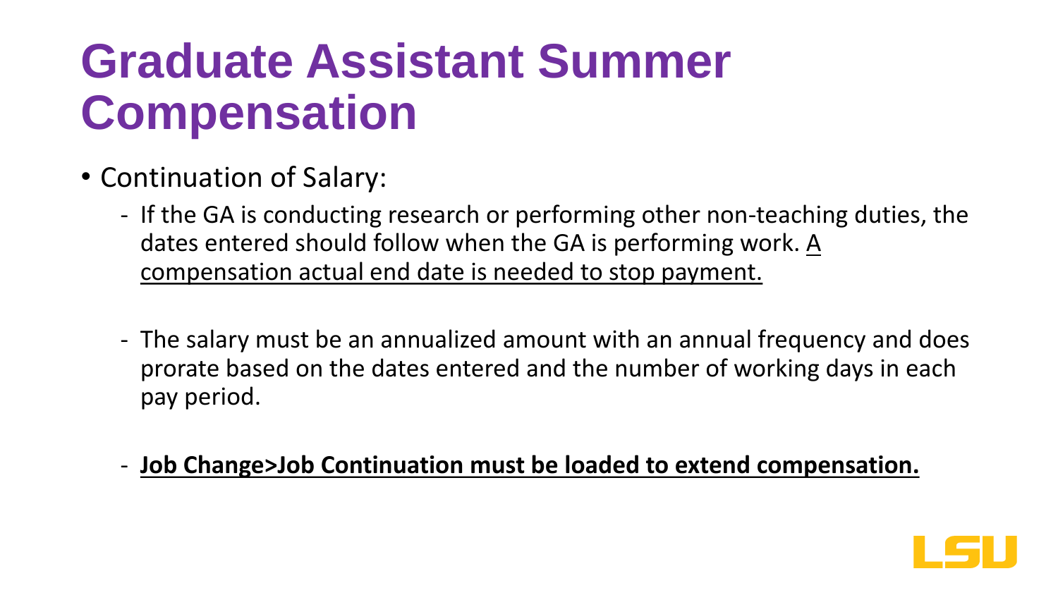# Graduate Assistant Summer Compensation

- Continuation of Salary:
  - If the GA is conducting research or performing other non-teaching duties, the dates entered should follow when the GA is performing work. <u>A compensation actual end date is needed to stop payment.</u>
  - The salary must be an annualized amount with an annual frequency and does prorate based on the dates entered and the number of working days in each pay period.
  - **<u>Job Change>Job Continuation must be loaded to extend compensation.</u>**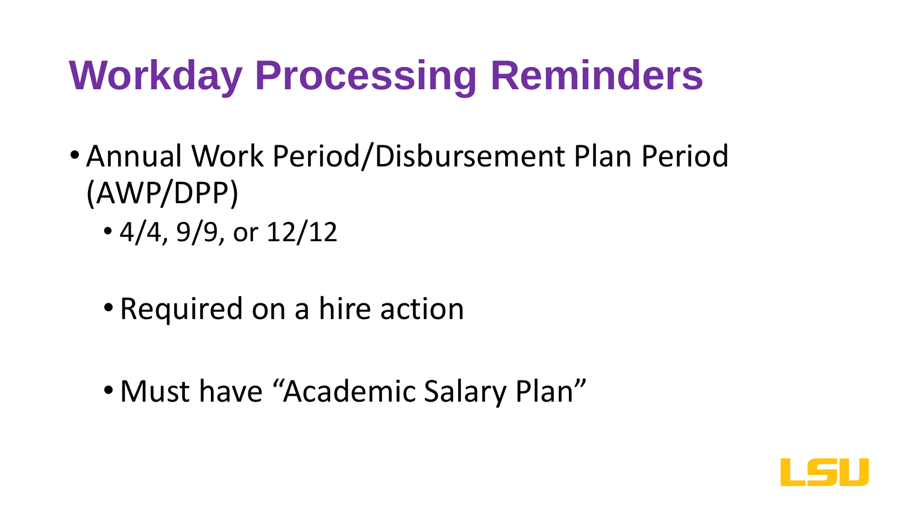# Workday Processing Reminders

- Annual Work Period/Disbursement Plan Period (AWP/DPP)
  - 4/4, 9/9, or 12/12
  - Required on a hire action
  - Must have “Academic Salary Plan”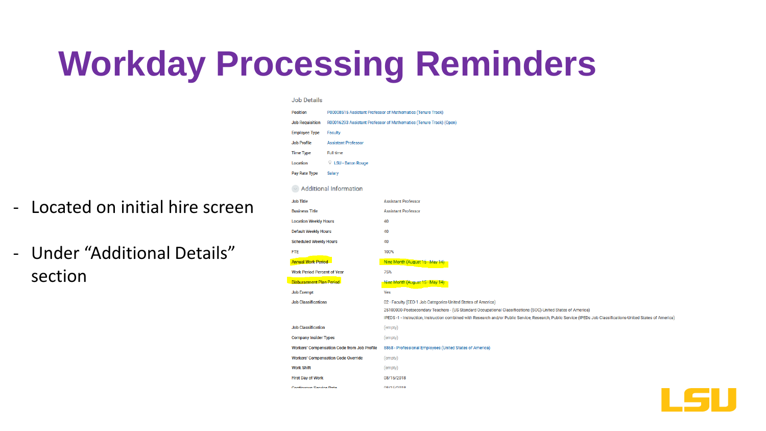# Workday Processing Reminders

- Located on initial hire screen
- Under "Additional Details" section

**Job Details**

| | |
|---|---|
| Position | P00008515 Assistant Professor of Mathematics (Tenure Track) |
| Job Requisition | R00016293 Assistant Professor of Mathematics (Tenure Track) (Open) |
| Employee Type | Faculty |
| Job Profile | Assistant Professor |
| Time Type | Full time |
| Location | LSU - Baton Rouge |
| Pay Rate Type | Salary |

**Additional Information**

| | |
|---|---|
| Job Title | Assistant Professor |
| Business Title | Assistant Professor |
| Location Weekly Hours | 40 |
| Default Weekly Hours | 40 |
| Scheduled Weekly Hours | 40 |
| FTE | 100% |
| Annual Work Period | Nine Month (August 15 - May 14) |
| Work Period Percent of Year | 75% |
| Disbursement Plan Period | Nine Month (August 15 - May 14) |
| Job Exempt | Yes |
| Job Classifications | 02 - Faculty (EEO-1 Job Categories-United States of America)<br>25100000-Postsecondary Teachers - (US Standard Occupational Classifications (SOC)-United States of America)<br>IPEDS -1 - Instruction, Instruction combined with Research and/or Public Service, Research, Public Service (IPEDs Job Classifications-United States of America) |
| Job Classification | (empty) |
| Company Insider Types | (empty) |
| Workers' Compensation Code from Job Profile | 8868 - Professional Employees (United States of America) |
| Workers' Compensation Code Override | (empty) |
| Work Shift | (empty) |
| First Day of Work | 08/15/2018 |
| Continuous Service Date | 08/15/2018 |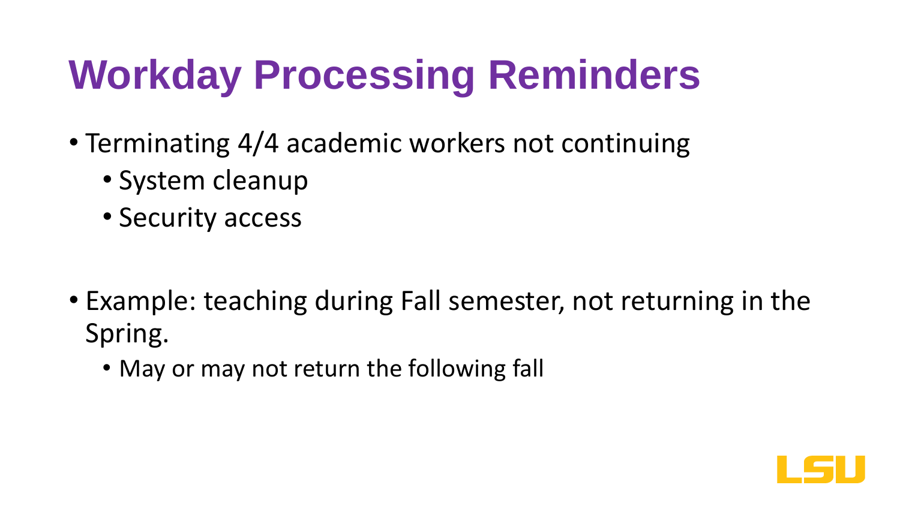# Workday Processing Reminders

- Terminating 4/4 academic workers not continuing
  - System cleanup
  - Security access

- Example: teaching during Fall semester, not returning in the Spring.
  - May or may not return the following fall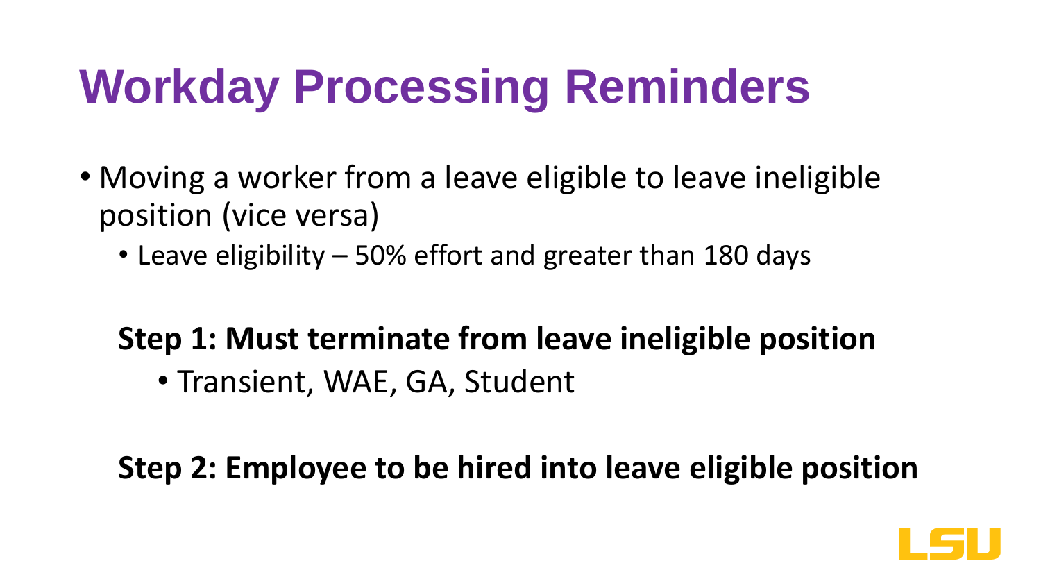# Workday Processing Reminders

- Moving a worker from a leave eligible to leave ineligible position (vice versa)
  - Leave eligibility – 50% effort and greater than 180 days

**Step 1: Must terminate from leave ineligible position**

- Transient, WAE, GA, Student

**Step 2: Employee to be hired into leave eligible position**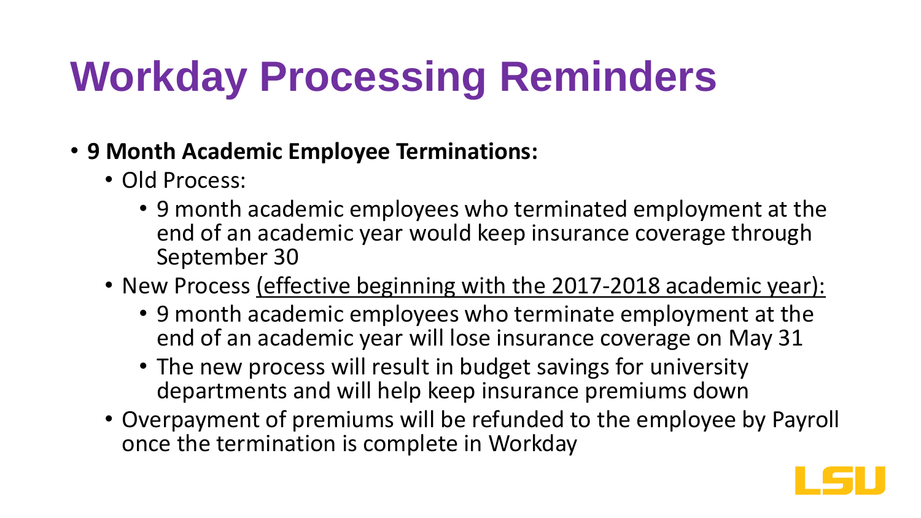# Workday Processing Reminders

- **9 Month Academic Employee Terminations:**
  - Old Process:
    - 9 month academic employees who terminated employment at the end of an academic year would keep insurance coverage through September 30
  - New Process <u>(effective beginning with the 2017-2018 academic year):</u>
    - 9 month academic employees who terminate employment at the end of an academic year will lose insurance coverage on May 31
    - The new process will result in budget savings for university departments and will help keep insurance premiums down
  - Overpayment of premiums will be refunded to the employee by Payroll once the termination is complete in Workday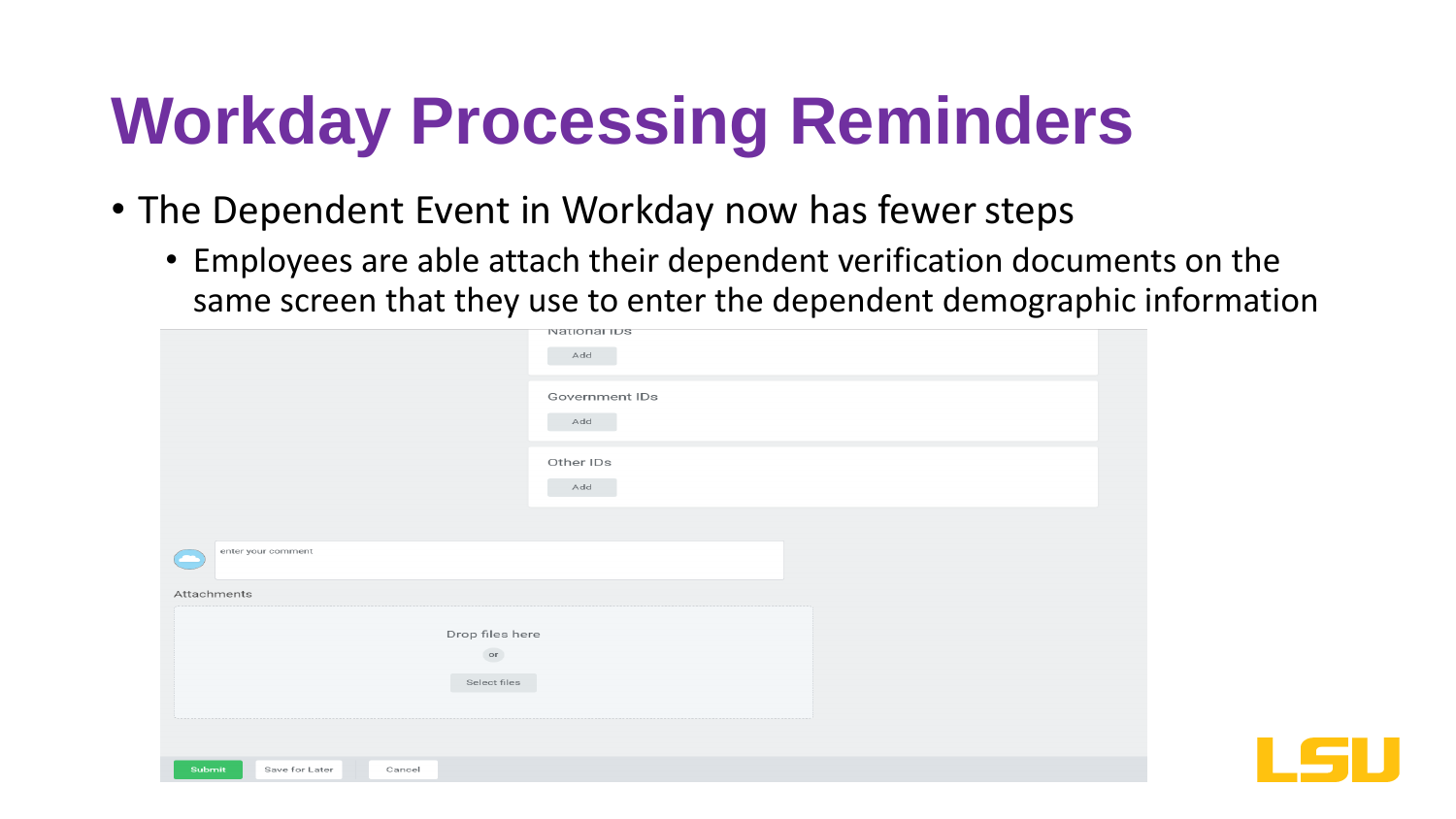# Workday Processing Reminders

- The Dependent Event in Workday now has fewer steps
  - Employees are able attach their dependent verification documents on the same screen that they use to enter the dependent demographic information

National IDs

Add

Government IDs

Add

Other IDs

Add

enter your comment

Attachments

Drop files here

or

Select files

Submit | Save for Later | Cancel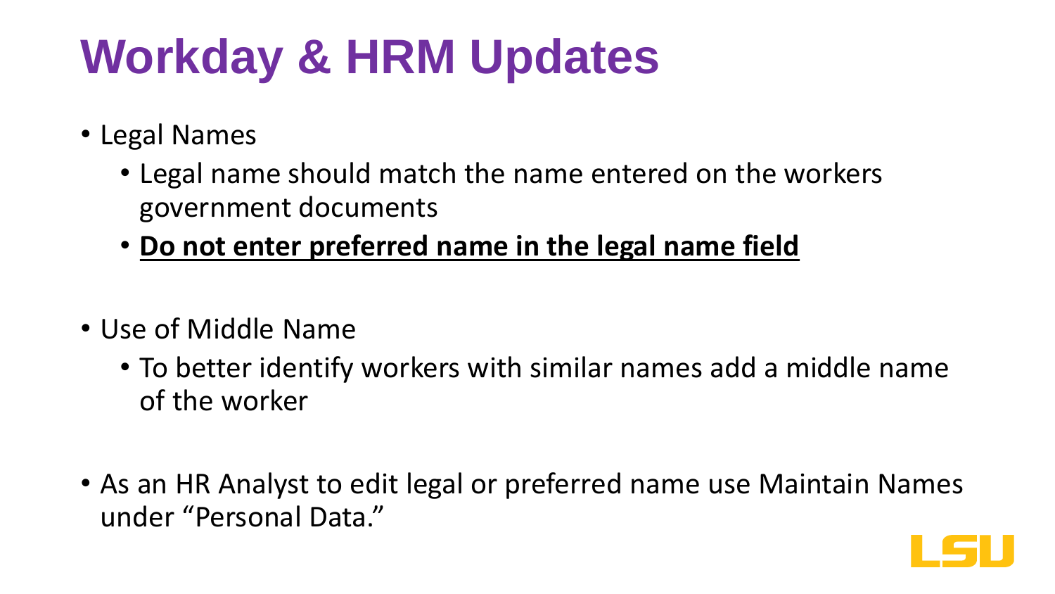# Workday & HRM Updates

- Legal Names
  - Legal name should match the name entered on the workers government documents
  - **<u>Do not enter preferred name in the legal name field</u>**

- Use of Middle Name
  - To better identify workers with similar names add a middle name of the worker

- As an HR Analyst to edit legal or preferred name use Maintain Names under "Personal Data."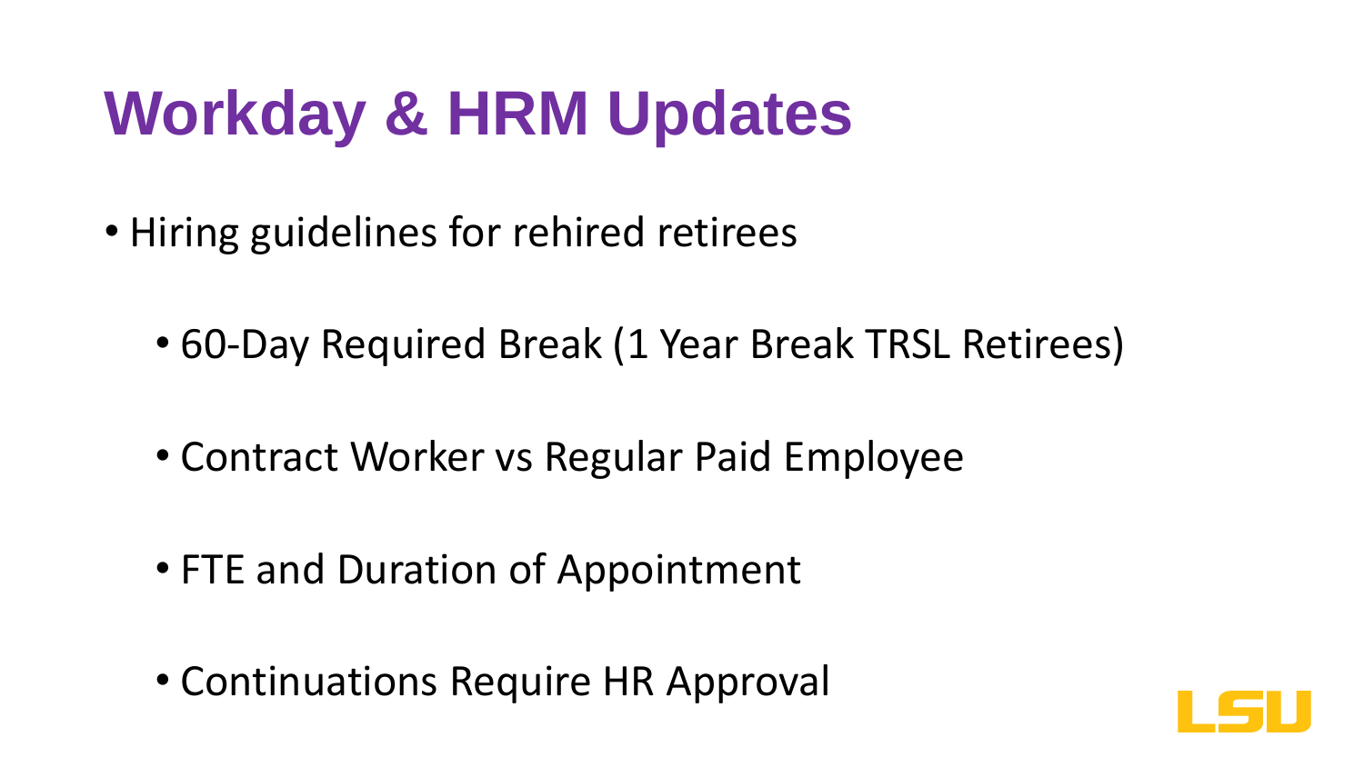# Workday & HRM Updates

- Hiring guidelines for rehired retirees
  - 60-Day Required Break (1 Year Break TRSL Retirees)
  - Contract Worker vs Regular Paid Employee
  - FTE and Duration of Appointment
  - Continuations Require HR Approval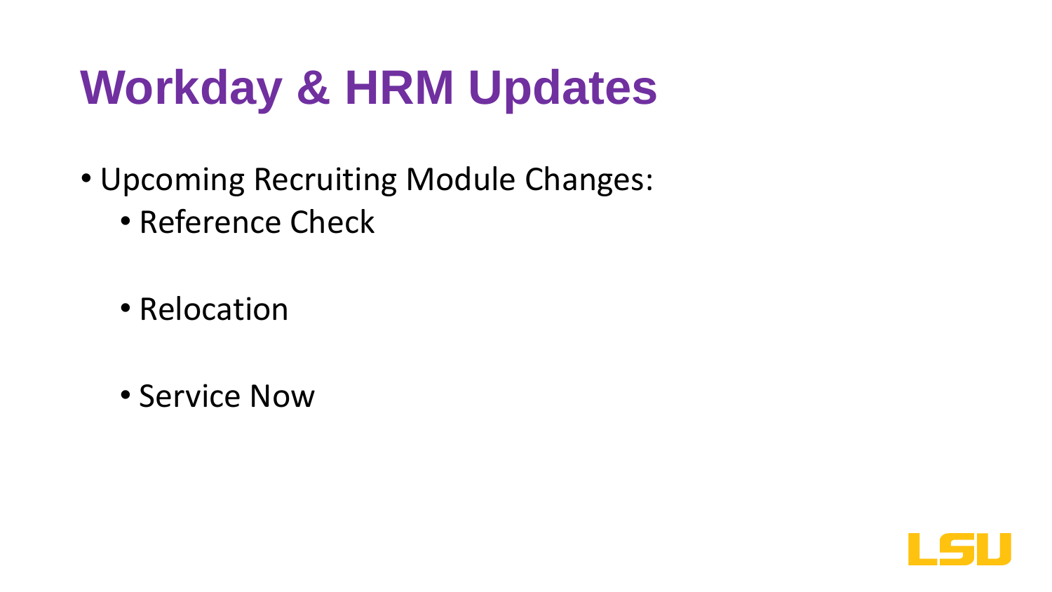# Workday & HRM Updates

- Upcoming Recruiting Module Changes:
  - Reference Check
  - Relocation
  - Service Now